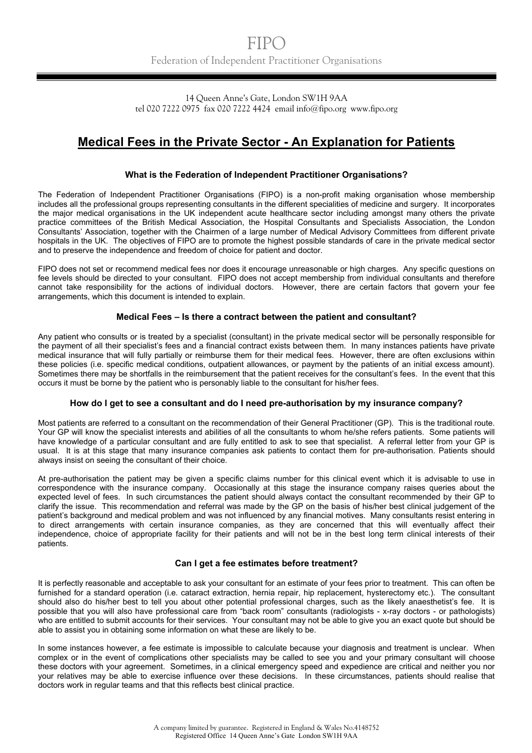# FIPO

Federation of Independent Practitioner Organisations

14 Queen Anne's Gate, London SW1H 9AA
tel 020 7222 0975 fax 020 7222 4424 email info@fipo.org www.fipo.org

## Medical Fees in the Private Sector - An Explanation for Patients

### What is the Federation of Independent Practitioner Organisations?

The Federation of Independent Practitioner Organisations (FIPO) is a non-profit making organisation whose membership includes all the professional groups representing consultants in the different specialities of medicine and surgery. It incorporates the major medical organisations in the UK independent acute healthcare sector including amongst many others the private practice committees of the British Medical Association, the Hospital Consultants and Specialists Association, the London Consultants' Association, together with the Chairmen of a large number of Medical Advisory Committees from different private hospitals in the UK. The objectives of FIPO are to promote the highest possible standards of care in the private medical sector and to preserve the independence and freedom of choice for patient and doctor.

FIPO does not set or recommend medical fees nor does it encourage unreasonable or high charges. Any specific questions on fee levels should be directed to your consultant. FIPO does not accept membership from individual consultants and therefore cannot take responsibility for the actions of individual doctors. However, there are certain factors that govern your fee arrangements, which this document is intended to explain.

### Medical Fees – Is there a contract between the patient and consultant?

Any patient who consults or is treated by a specialist (consultant) in the private medical sector will be personally responsible for the payment of all their specialist's fees and a financial contract exists between them. In many instances patients have private medical insurance that will fully partially or reimburse them for their medical fees. However, there are often exclusions within these policies (i.e. specific medical conditions, outpatient allowances, or payment by the patients of an initial excess amount). Sometimes there may be shortfalls in the reimbursement that the patient receives for the consultant's fees. In the event that this occurs it must be borne by the patient who is personably liable to the consultant for his/her fees.

### How do I get to see a consultant and do I need pre-authorisation by my insurance company?

Most patients are referred to a consultant on the recommendation of their General Practitioner (GP). This is the traditional route. Your GP will know the specialist interests and abilities of all the consultants to whom he/she refers patients. Some patients will have knowledge of a particular consultant and are fully entitled to ask to see that specialist. A referral letter from your GP is usual. It is at this stage that many insurance companies ask patients to contact them for pre-authorisation. Patients should always insist on seeing the consultant of their choice.

At pre-authorisation the patient may be given a specific claims number for this clinical event which it is advisable to use in correspondence with the insurance company. Occasionally at this stage the insurance company raises queries about the expected level of fees. In such circumstances the patient should always contact the consultant recommended by their GP to clarify the issue. This recommendation and referral was made by the GP on the basis of his/her best clinical judgement of the patient's background and medical problem and was not influenced by any financial motives. Many consultants resist entering in to direct arrangements with certain insurance companies, as they are concerned that this will eventually affect their independence, choice of appropriate facility for their patients and will not be in the best long term clinical interests of their patients.

### Can I get a fee estimates before treatment?

It is perfectly reasonable and acceptable to ask your consultant for an estimate of your fees prior to treatment. This can often be furnished for a standard operation (i.e. cataract extraction, hernia repair, hip replacement, hysterectomy etc.). The consultant should also do his/her best to tell you about other potential professional charges, such as the likely anaesthetist's fee. It is possible that you will also have professional care from "back room" consultants (radiologists - x-ray doctors - or pathologists) who are entitled to submit accounts for their services. Your consultant may not be able to give you an exact quote but should be able to assist you in obtaining some information on what these are likely to be.

In some instances however, a fee estimate is impossible to calculate because your diagnosis and treatment is unclear. When complex or in the event of complications other specialists may be called to see you and your primary consultant will choose these doctors with your agreement. Sometimes, in a clinical emergency speed and expedience are critical and neither you nor your relatives may be able to exercise influence over these decisions. In these circumstances, patients should realise that doctors work in regular teams and that this reflects best clinical practice.

A company limited by guarantee. Registered in England & Wales No.4148752
Registered Office 14 Queen Anne's Gate London SW1H 9AA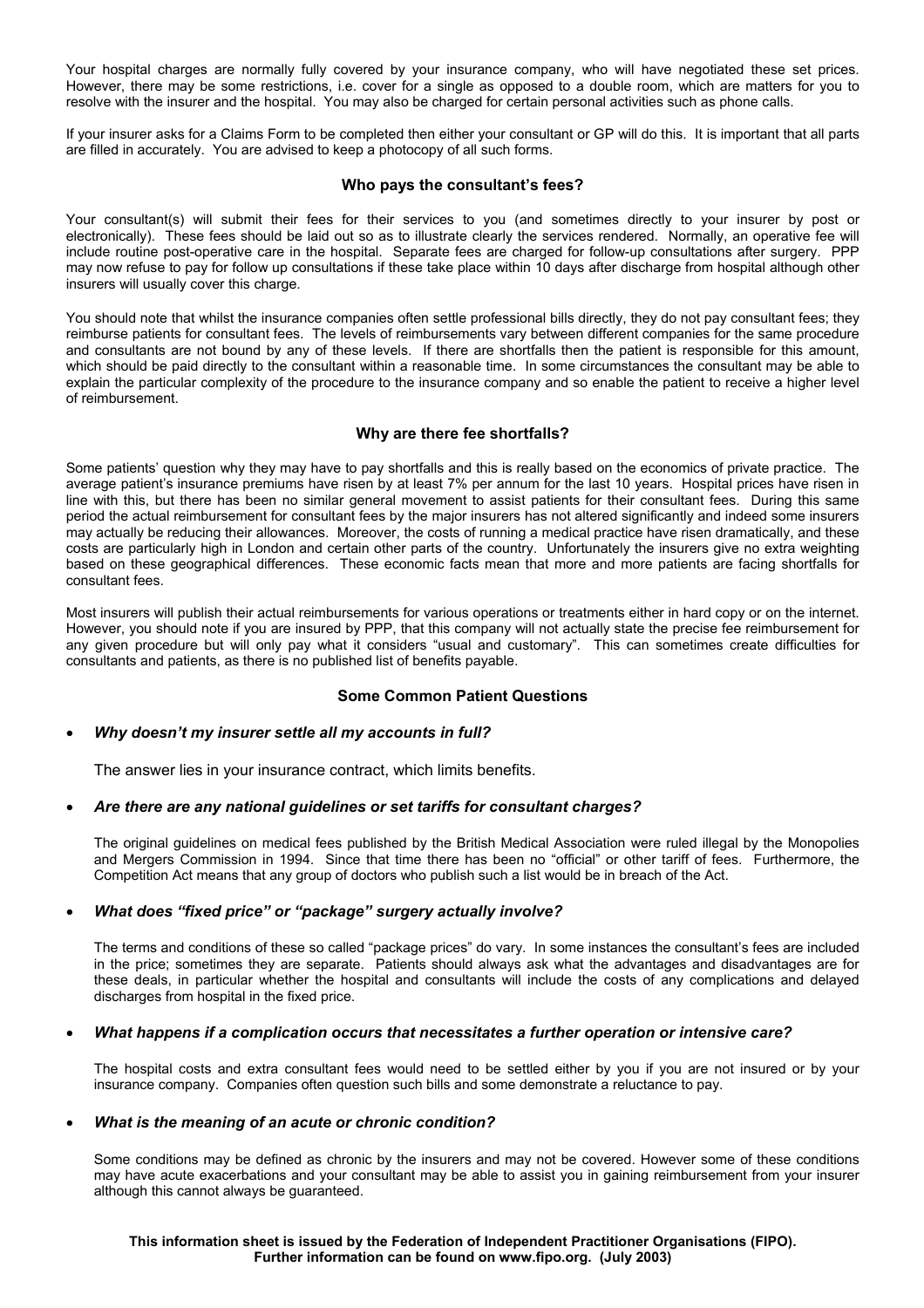Your hospital charges are normally fully covered by your insurance company, who will have negotiated these set prices. However, there may be some restrictions, i.e. cover for a single as opposed to a double room, which are matters for you to resolve with the insurer and the hospital. You may also be charged for certain personal activities such as phone calls.

If your insurer asks for a Claims Form to be completed then either your consultant or GP will do this. It is important that all parts are filled in accurately. You are advised to keep a photocopy of all such forms.

### Who pays the consultant's fees?

Your consultant(s) will submit their fees for their services to you (and sometimes directly to your insurer by post or electronically). These fees should be laid out so as to illustrate clearly the services rendered. Normally, an operative fee will include routine post-operative care in the hospital. Separate fees are charged for follow-up consultations after surgery. PPP may now refuse to pay for follow up consultations if these take place within 10 days after discharge from hospital although other insurers will usually cover this charge.

You should note that whilst the insurance companies often settle professional bills directly, they do not pay consultant fees; they reimburse patients for consultant fees. The levels of reimbursements vary between different companies for the same procedure and consultants are not bound by any of these levels. If there are shortfalls then the patient is responsible for this amount, which should be paid directly to the consultant within a reasonable time. In some circumstances the consultant may be able to explain the particular complexity of the procedure to the insurance company and so enable the patient to receive a higher level of reimbursement.

### Why are there fee shortfalls?

Some patients' question why they may have to pay shortfalls and this is really based on the economics of private practice. The average patient's insurance premiums have risen by at least 7% per annum for the last 10 years. Hospital prices have risen in line with this, but there has been no similar general movement to assist patients for their consultant fees. During this same period the actual reimbursement for consultant fees by the major insurers has not altered significantly and indeed some insurers may actually be reducing their allowances. Moreover, the costs of running a medical practice have risen dramatically, and these costs are particularly high in London and certain other parts of the country. Unfortunately the insurers give no extra weighting based on these geographical differences. These economic facts mean that more and more patients are facing shortfalls for consultant fees.

Most insurers will publish their actual reimbursements for various operations or treatments either in hard copy or on the internet. However, you should note if you are insured by PPP, that this company will not actually state the precise fee reimbursement for any given procedure but will only pay what it considers "usual and customary". This can sometimes create difficulties for consultants and patients, as there is no published list of benefits payable.

### Some Common Patient Questions

- ***Why doesn't my insurer settle all my accounts in full?***

  The answer lies in your insurance contract, which limits benefits.

- ***Are there are any national guidelines or set tariffs for consultant charges?***

  The original guidelines on medical fees published by the British Medical Association were ruled illegal by the Monopolies and Mergers Commission in 1994. Since that time there has been no "official" or other tariff of fees. Furthermore, the Competition Act means that any group of doctors who publish such a list would be in breach of the Act.

- ***What does "fixed price" or "package" surgery actually involve?***

  The terms and conditions of these so called "package prices" do vary. In some instances the consultant's fees are included in the price; sometimes they are separate. Patients should always ask what the advantages and disadvantages are for these deals, in particular whether the hospital and consultants will include the costs of any complications and delayed discharges from hospital in the fixed price.

- ***What happens if a complication occurs that necessitates a further operation or intensive care?***

  The hospital costs and extra consultant fees would need to be settled either by you if you are not insured or by your insurance company. Companies often question such bills and some demonstrate a reluctance to pay.

- ***What is the meaning of an acute or chronic condition?***

  Some conditions may be defined as chronic by the insurers and may not be covered. However some of these conditions may have acute exacerbations and your consultant may be able to assist you in gaining reimbursement from your insurer although this cannot always be guaranteed.

**This information sheet is issued by the Federation of Independent Practitioner Organisations (FIPO). Further information can be found on www.fipo.org. (July 2003)**